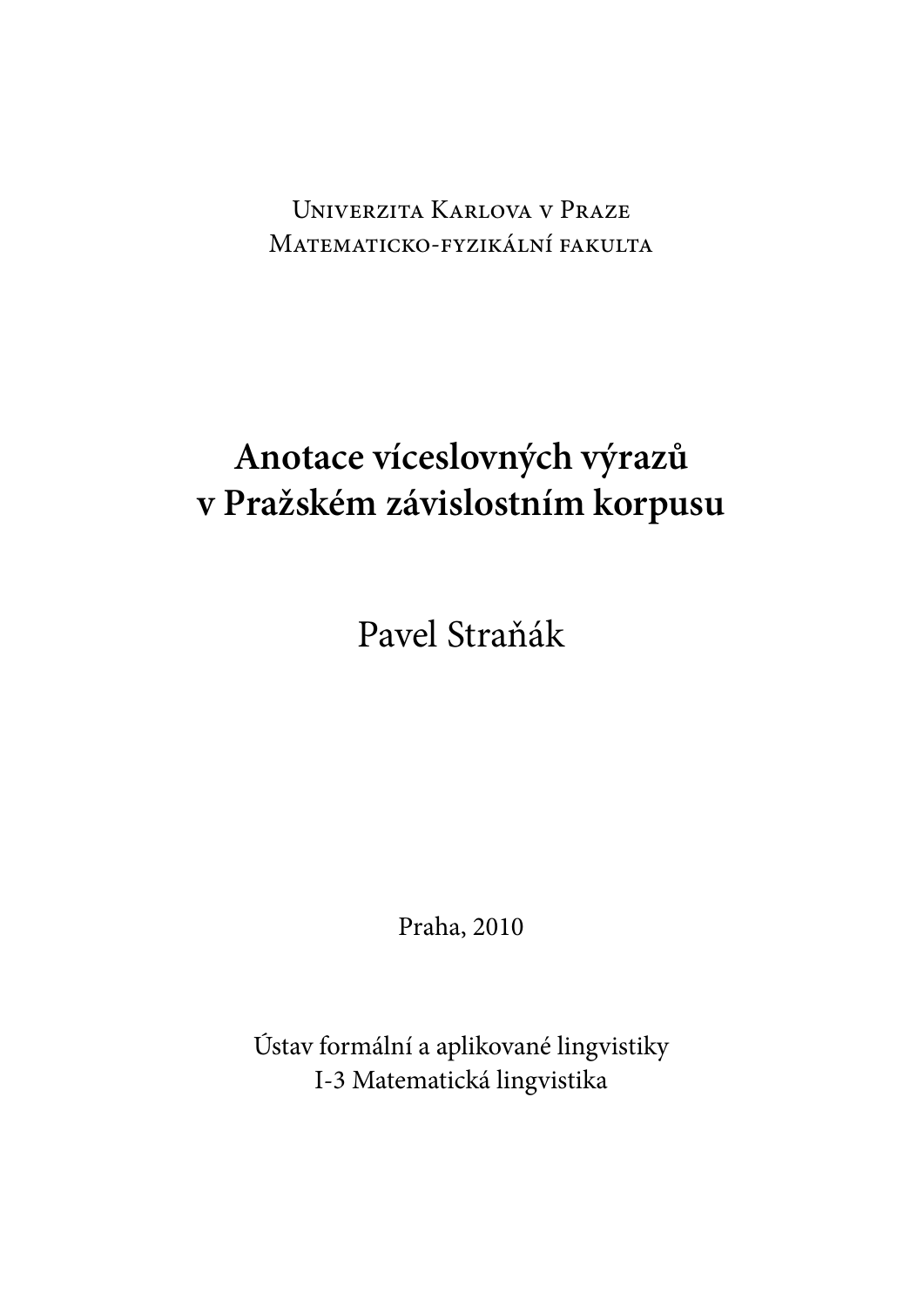Univerzita Karlova v Praze
Matematicko-fyzikální fakulta

# Anotace víceslovných výrazů v Pražském závislostním korpusu

Pavel Straňák

Praha, 2010

Ústav formální a aplikované lingvistiky
I-3 Matematická lingvistika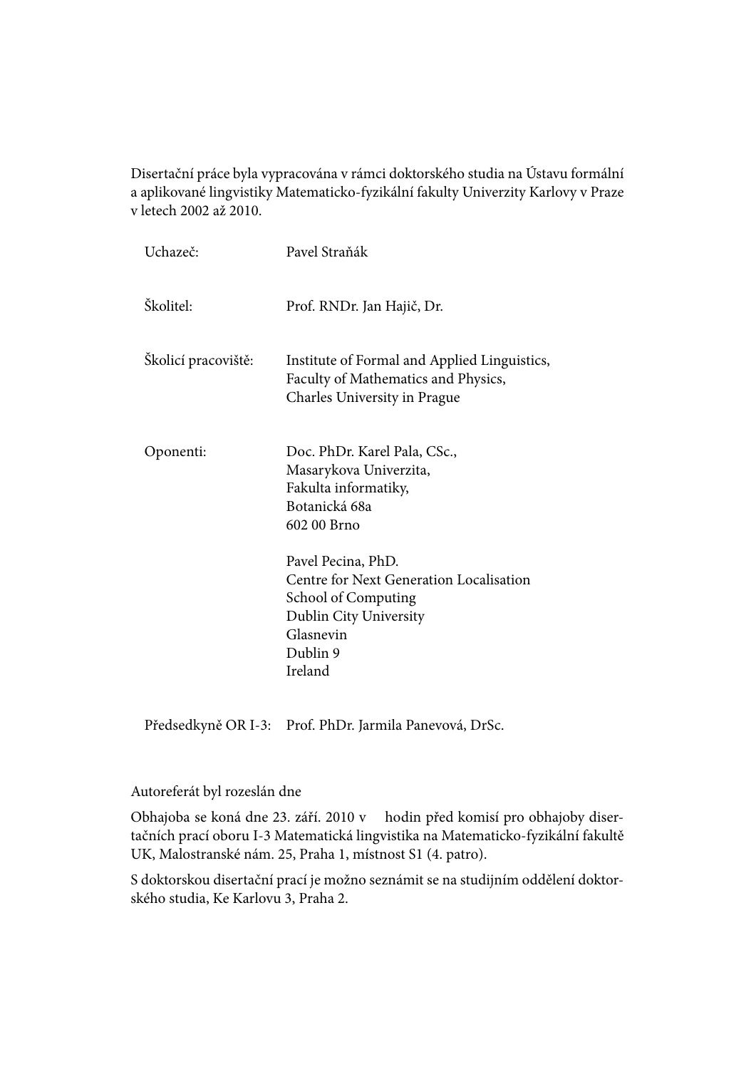Disertační práce byla vypracována v rámci doktorského studia na Ústavu formální a aplikované lingvistiky Matematicko-fyzikální fakulty Univerzity Karlovy v Praze v letech 2002 až 2010.

| | |
|---|---|
| Uchazeč: | Pavel Straňák |
| Školitel: | Prof. RNDr. Jan Hajič, Dr. |
| Školicí pracoviště: | Institute of Formal and Applied Linguistics,<br>Faculty of Mathematics and Physics,<br>Charles University in Prague |
| Oponenti: | Doc. PhDr. Karel Pala, CSc.,<br>Masarykova Univerzita,<br>Fakulta informatiky,<br>Botanická 68a<br>602 00 Brno<br><br>Pavel Pecina, PhD.<br>Centre for Next Generation Localisation<br>School of Computing<br>Dublin City University<br>Glasnevin<br>Dublin 9<br>Ireland |
| Předsedkyně OR I-3: | Prof. PhDr. Jarmila Panevová, DrSc. |

Autoreferát byl rozeslán dne

Obhajoba se koná dne 23. září. 2010 v hodin před komisí pro obhajoby disertačních prací oboru I-3 Matematická lingvistika na Matematicko-fyzikální fakultě UK, Malostranské nám. 25, Praha 1, místnost S1 (4. patro).

S doktorskou disertační prací je možno seznámit se na studijním oddělení doktorského studia, Ke Karlovu 3, Praha 2.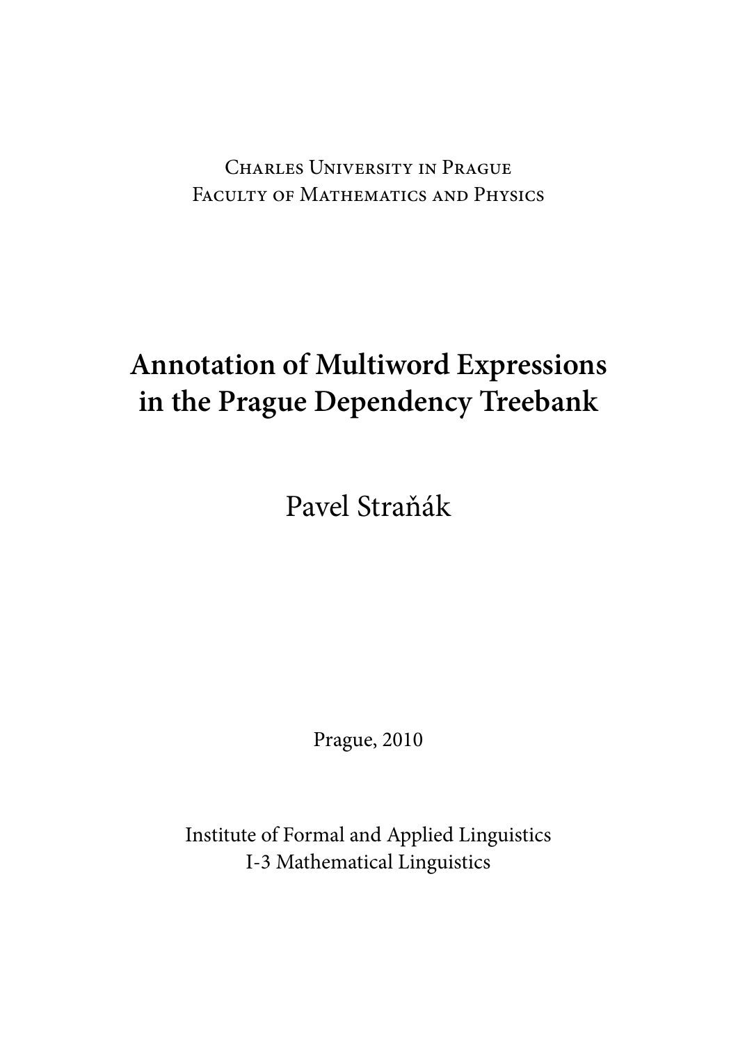Charles University in Prague
Faculty of Mathematics and Physics

# Annotation of Multiword Expressions in the Prague Dependency Treebank

Pavel Straňák

Prague, 2010

Institute of Formal and Applied Linguistics
I-3 Mathematical Linguistics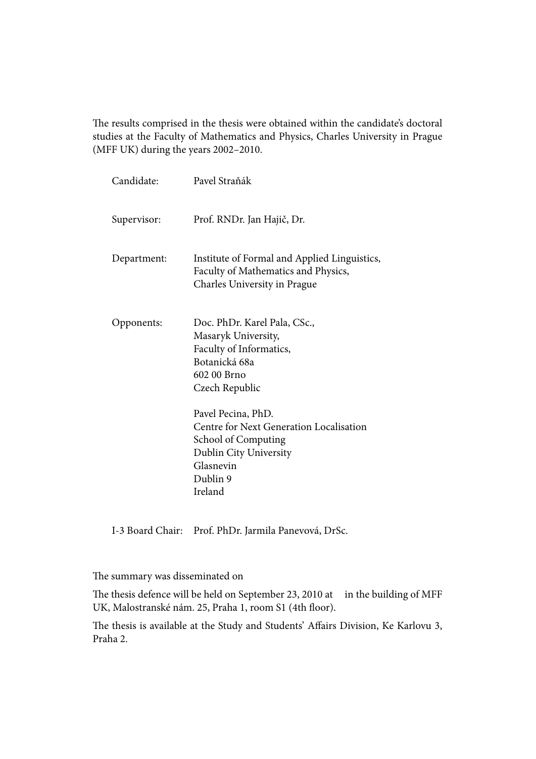The results comprised in the thesis were obtained within the candidate's doctoral studies at the Faculty of Mathematics and Physics, Charles University in Prague (MFF UK) during the years 2002–2010.

| | |
|---|---|
| Candidate: | Pavel Straňák |
| Supervisor: | Prof. RNDr. Jan Hajič, Dr. |
| Department: | Institute of Formal and Applied Linguistics,<br>Faculty of Mathematics and Physics,<br>Charles University in Prague |
| Opponents: | Doc. PhDr. Karel Pala, CSc.,<br>Masaryk University,<br>Faculty of Informatics,<br>Botanická 68a<br>602 00 Brno<br>Czech Republic<br><br>Pavel Pecina, PhD.<br>Centre for Next Generation Localisation<br>School of Computing<br>Dublin City University<br>Glasnevin<br>Dublin 9<br>Ireland |
| I-3 Board Chair: | Prof. PhDr. Jarmila Panevová, DrSc. |

The summary was disseminated on

The thesis defence will be held on September 23, 2010 at in the building of MFF UK, Malostranské nám. 25, Praha 1, room S1 (4th floor).

The thesis is available at the Study and Students' Affairs Division, Ke Karlovu 3, Praha 2.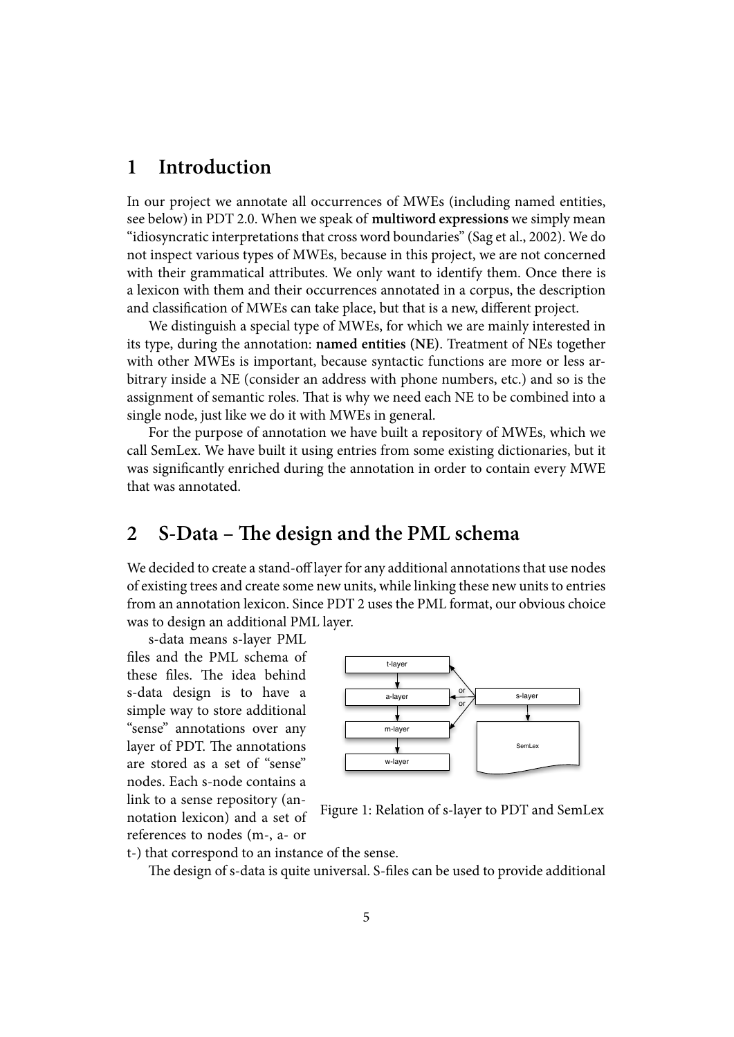# 1 Introduction

In our project we annotate all occurrences of MWEs (including named entities, see below) in PDT 2.0. When we speak of **multiword expressions** we simply mean "idiosyncratic interpretations that cross word boundaries" (Sag et al., 2002). We do not inspect various types of MWEs, because in this project, we are not concerned with their grammatical attributes. We only want to identify them. Once there is a lexicon with them and their occurrences annotated in a corpus, the description and classification of MWEs can take place, but that is a new, different project.

We distinguish a special type of MWEs, for which we are mainly interested in its type, during the annotation: **named entities (NE)**. Treatment of NEs together with other MWEs is important, because syntactic functions are more or less arbitrary inside a NE (consider an address with phone numbers, etc.) and so is the assignment of semantic roles. That is why we need each NE to be combined into a single node, just like we do it with MWEs in general.

For the purpose of annotation we have built a repository of MWEs, which we call SemLex. We have built it using entries from some existing dictionaries, but it was significantly enriched during the annotation in order to contain every MWE that was annotated.

# 2 S-Data – The design and the PML schema

We decided to create a stand-off layer for any additional annotations that use nodes of existing trees and create some new units, while linking these new units to entries from an annotation lexicon. Since PDT 2 uses the PML format, our obvious choice was to design an additional PML layer.

s-data means s-layer PML files and the PML schema of these files. The idea behind s-data design is to have a simple way to store additional "sense" annotations over any layer of PDT. The annotations are stored as a set of "sense" nodes. Each s-node contains a link to a sense repository (annotation lexicon) and a set of references to nodes (m-, a- or t-) that correspond to an instance of the sense.

Figure 1: Relation of s-layer to PDT and SemLex

The design of s-data is quite universal. S-files can be used to provide additional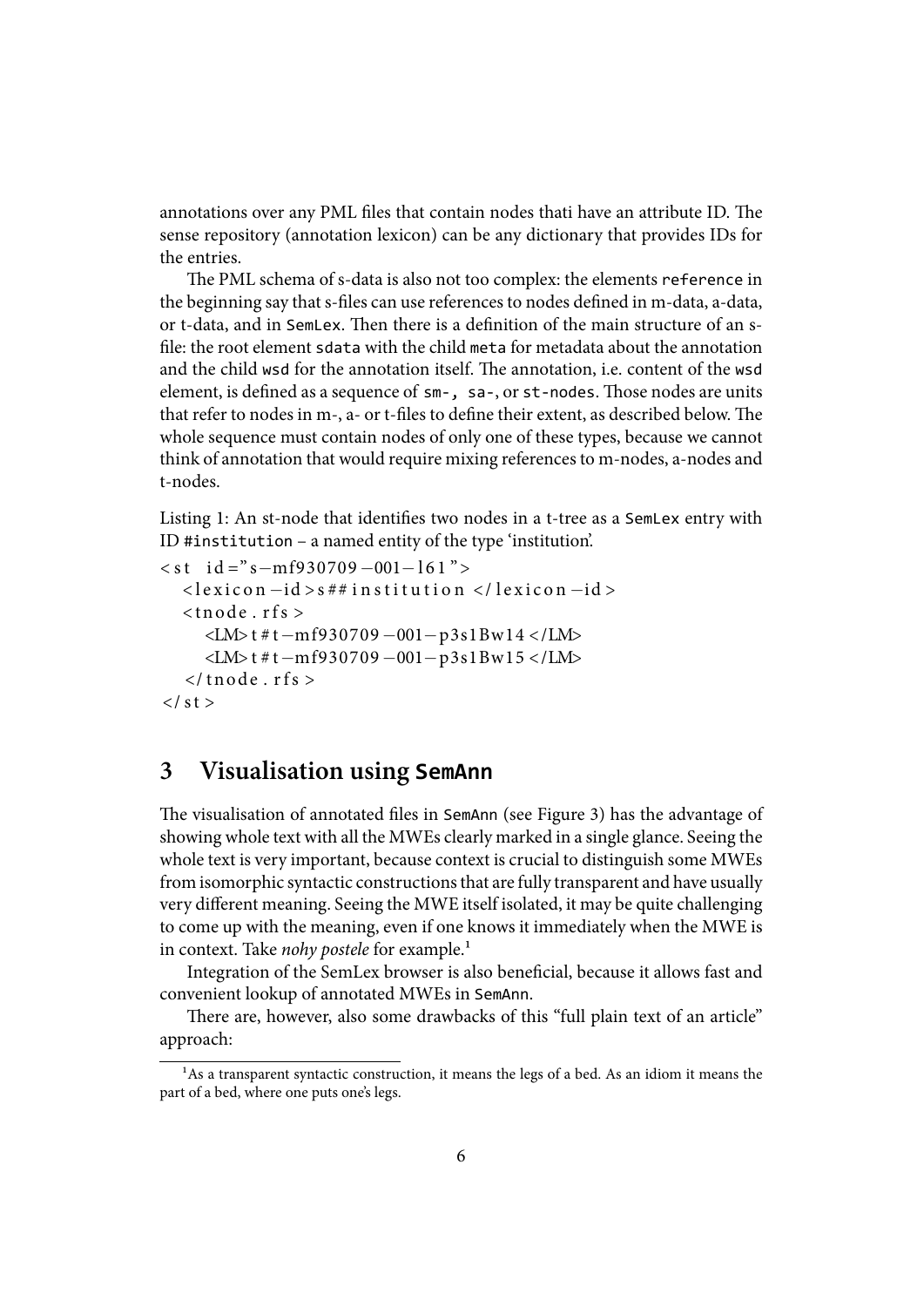annotations over any PML files that contain nodes thati have an attribute ID. The sense repository (annotation lexicon) can be any dictionary that provides IDs for the entries.

The PML schema of s-data is also not too complex: the elements `reference` in the beginning say that s-files can use references to nodes defined in m-data, a-data, or t-data, and in `SemLex`. Then there is a definition of the main structure of an s-file: the root element `sdata` with the child `meta` for metadata about the annotation and the child `wsd` for the annotation itself. The annotation, i.e. content of the `wsd` element, is defined as a sequence of `sm-, sa-`, or `st-nodes`. Those nodes are units that refer to nodes in m-, a- or t-files to define their extent, as described below. The whole sequence must contain nodes of only one of these types, because we cannot think of annotation that would require mixing references to m-nodes, a-nodes and t-nodes.

Listing 1: An st-node that identifies two nodes in a t-tree as a `SemLex` entry with ID `#institution` – a named entity of the type 'institution'.

```
<st id="s-mf930709-001-l61">
  <lexicon-id>s##institution</lexicon-id>
  <tnode.rfs>
    <LM>t#t-mf930709-001-p3s1Bw14</LM>
    <LM>t#t-mf930709-001-p3s1Bw15</LM>
  </tnode.rfs>
</st>
```

## 3 Visualisation using SemAnn

The visualisation of annotated files in `SemAnn` (see Figure 3) has the advantage of showing whole text with all the MWEs clearly marked in a single glance. Seeing the whole text is very important, because context is crucial to distinguish some MWEs from isomorphic syntactic constructions that are fully transparent and have usually very different meaning. Seeing the MWE itself isolated, it may be quite challenging to come up with the meaning, even if one knows it immediately when the MWE is in context. Take *nohy postele* for example.[1]

Integration of the SemLex browser is also beneficial, because it allows fast and convenient lookup of annotated MWEs in `SemAnn`.

There are, however, also some drawbacks of this "full plain text of an article" approach:

[1] As a transparent syntactic construction, it means the legs of a bed. As an idiom it means the part of a bed, where one puts one's legs.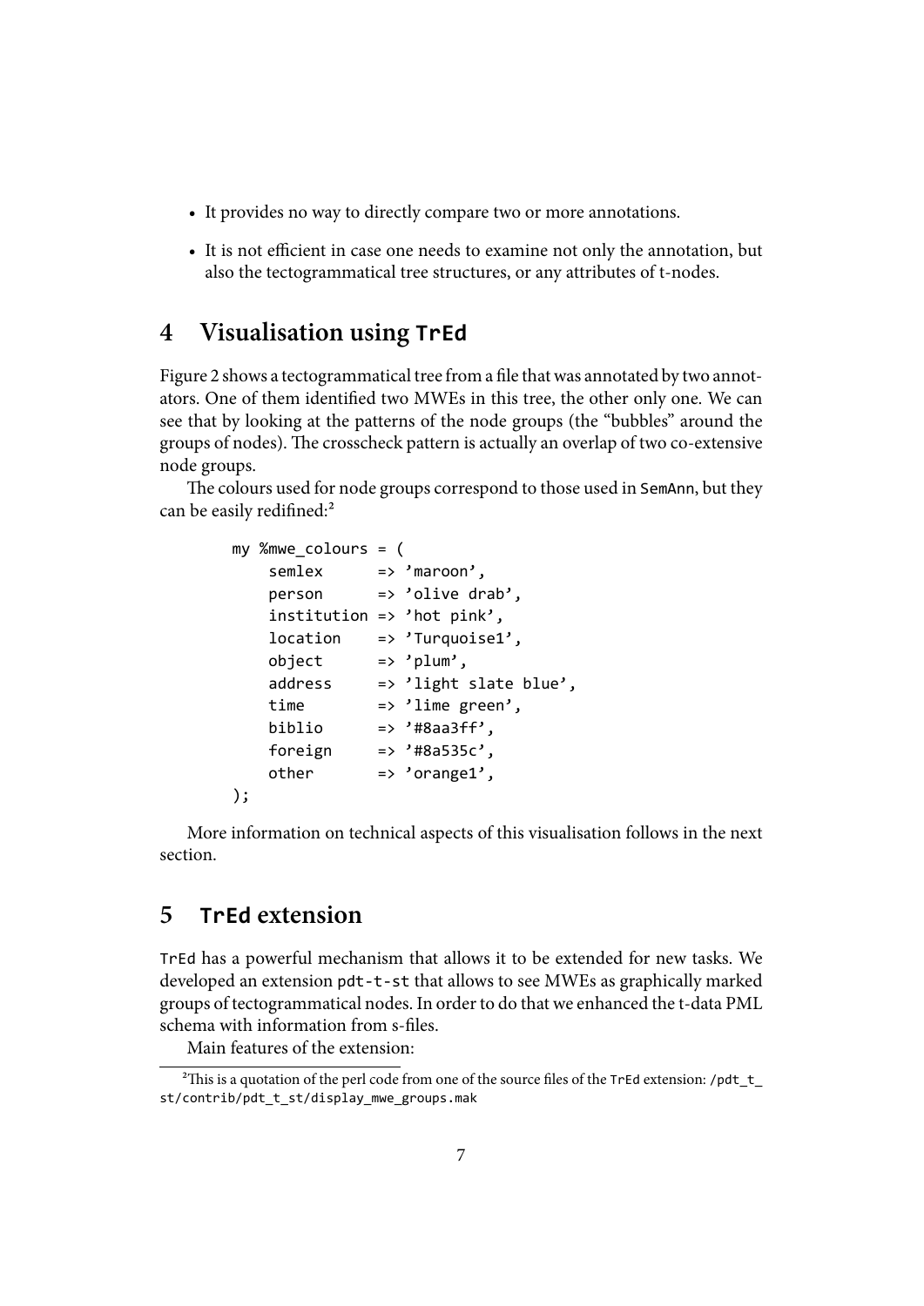- It provides no way to directly compare two or more annotations.
- It is not efficient in case one needs to examine not only the annotation, but also the tectogrammatical tree structures, or any attributes of t-nodes.

## 4 Visualisation using TrEd

Figure 2 shows a tectogrammatical tree from a file that was annotated by two annotators. One of them identified two MWEs in this tree, the other only one. We can see that by looking at the patterns of the node groups (the "bubbles" around the groups of nodes). The crosscheck pattern is actually an overlap of two co-extensive node groups.

The colours used for node groups correspond to those used in SemAnn, but they can be easily redifined:[2]

```
my %mwe_colours = (
    semlex      => 'maroon',
    person      => 'olive drab',
    institution => 'hot pink',
    location    => 'Turquoise1',
    object      => 'plum',
    address     => 'light slate blue',
    time        => 'lime green',
    biblio      => '#8aa3ff',
    foreign     => '#8a535c',
    other       => 'orange1',
);
```

More information on technical aspects of this visualisation follows in the next section.

## 5 TrEd extension

TrEd has a powerful mechanism that allows it to be extended for new tasks. We developed an extension pdt-t-st that allows to see MWEs as graphically marked groups of tectogrammatical nodes. In order to do that we enhanced the t-data PML schema with information from s-files.

Main features of the extension:

[2] This is a quotation of the perl code from one of the source files of the TrEd extension: /pdt_t_st/contrib/pdt_t_st/display_mwe_groups.mak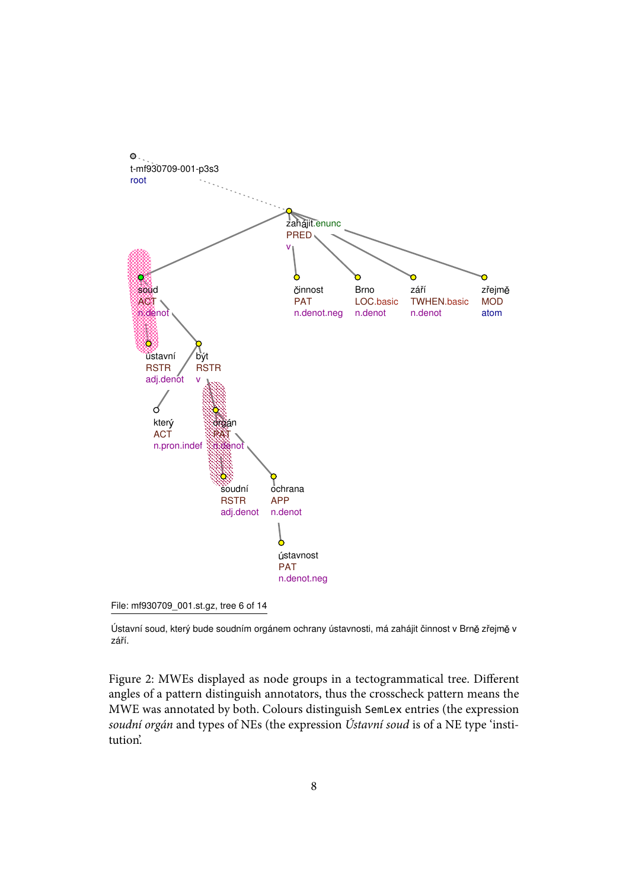t-mf930709-001-p3s3
root

zahájit.enunc
PRED
v

soud
ACT
n.denot

činnost
PAT
n.denot.neg

Brno
LOC.basic
n.denot

září
TWHEN.basic
n.denot

zřejmě
MOD
atom

ústavní
RSTR
adj.denot

být
RSTR
v

který
ACT
n.pron.indef

orgán
PAT
n.denot

soudní
RSTR
adj.denot

ochrana
APP
n.denot

ústavnost
PAT
n.denot.neg

File: mf930709_001.st.gz, tree 6 of 14

Ústavní soud, který bude soudním orgánem ochrany ústavnosti, má zahájit činnost v Brně zřejmě v září.

Figure 2: MWEs displayed as node groups in a tectogrammatical tree. Different angles of a pattern distinguish annotators, thus the crosscheck pattern means the MWE was annotated by both. Colours distinguish `SemLex` entries (the expression *soudní orgán* and types of NEs (the expression *Ústavní soud* is of a NE type 'institution'.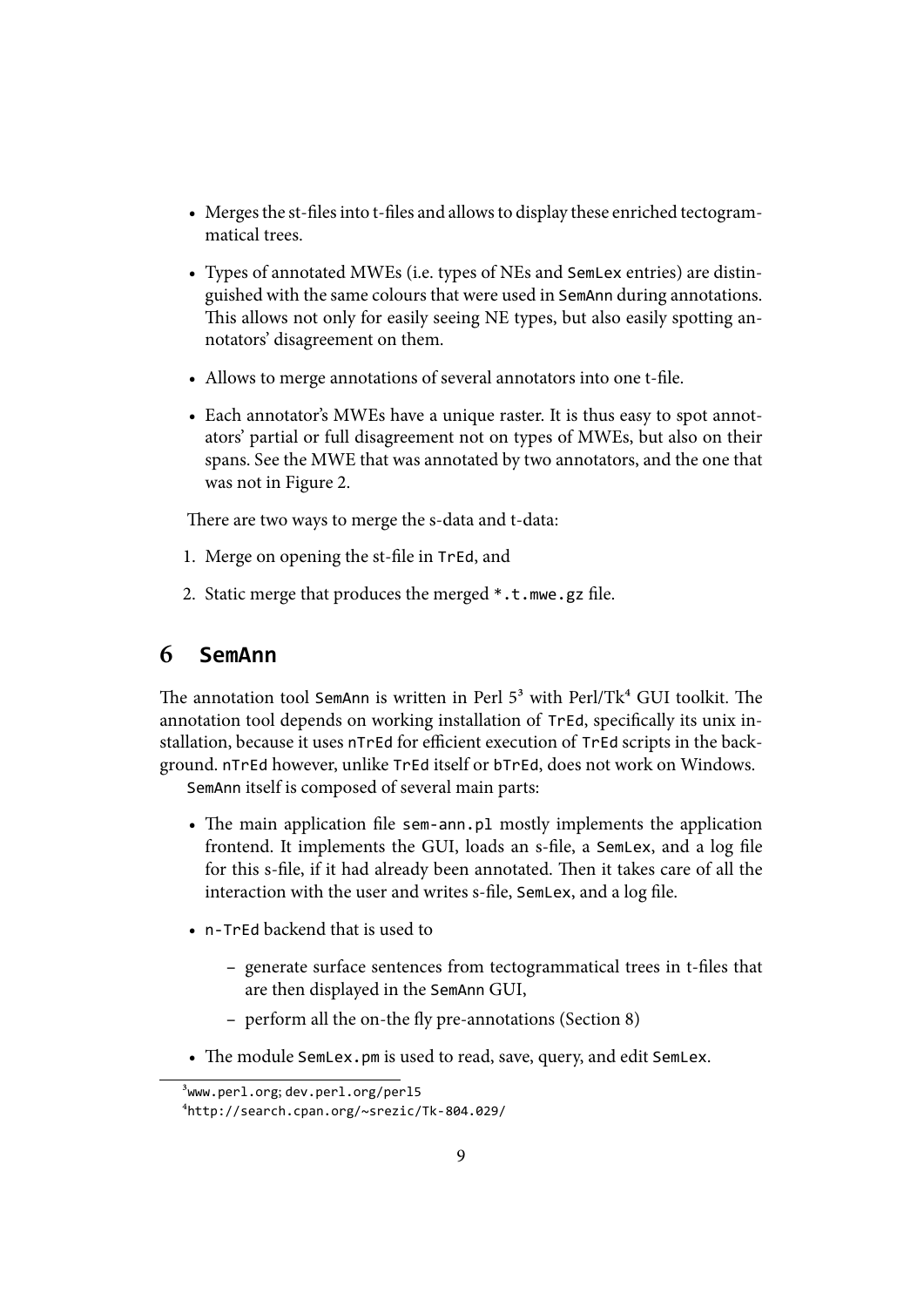- Merges the st-files into t-files and allows to display these enriched tectogrammatical trees.
- Types of annotated MWEs (i.e. types of NEs and `SemLex` entries) are distinguished with the same colours that were used in `SemAnn` during annotations. This allows not only for easily seeing NE types, but also easily spotting annotators' disagreement on them.
- Allows to merge annotations of several annotators into one t-file.
- Each annotator's MWEs have a unique raster. It is thus easy to spot annotators' partial or full disagreement not on types of MWEs, but also on their spans. See the MWE that was annotated by two annotators, and the one that was not in Figure 2.

There are two ways to merge the s-data and t-data:

1. Merge on opening the st-file in `TrEd`, and
2. Static merge that produces the merged `*.t.mwe.gz` file.

## 6 SemAnn

The annotation tool `SemAnn` is written in Perl 5[3] with Perl/Tk[4] GUI toolkit. The annotation tool depends on working installation of `TrEd`, specifically its unix installation, because it uses `nTrEd` for efficient execution of `TrEd` scripts in the background. `nTrEd` however, unlike `TrEd` itself or `bTrEd`, does not work on Windows.

`SemAnn` itself is composed of several main parts:

- The main application file `sem-ann.pl` mostly implements the application frontend. It implements the GUI, loads an s-file, a `SemLex`, and a log file for this s-file, if it had already been annotated. Then it takes care of all the interaction with the user and writes s-file, `SemLex`, and a log file.
- `n-TrEd` backend that is used to
  - generate surface sentences from tectogrammatical trees in t-files that are then displayed in the `SemAnn` GUI,
  - perform all the on-the fly pre-annotations (Section 8)
- The module `SemLex.pm` is used to read, save, query, and edit `SemLex`.

[3] `www.perl.org`; `dev.perl.org/perl5`

[4] `http://search.cpan.org/~srezic/Tk-804.029/`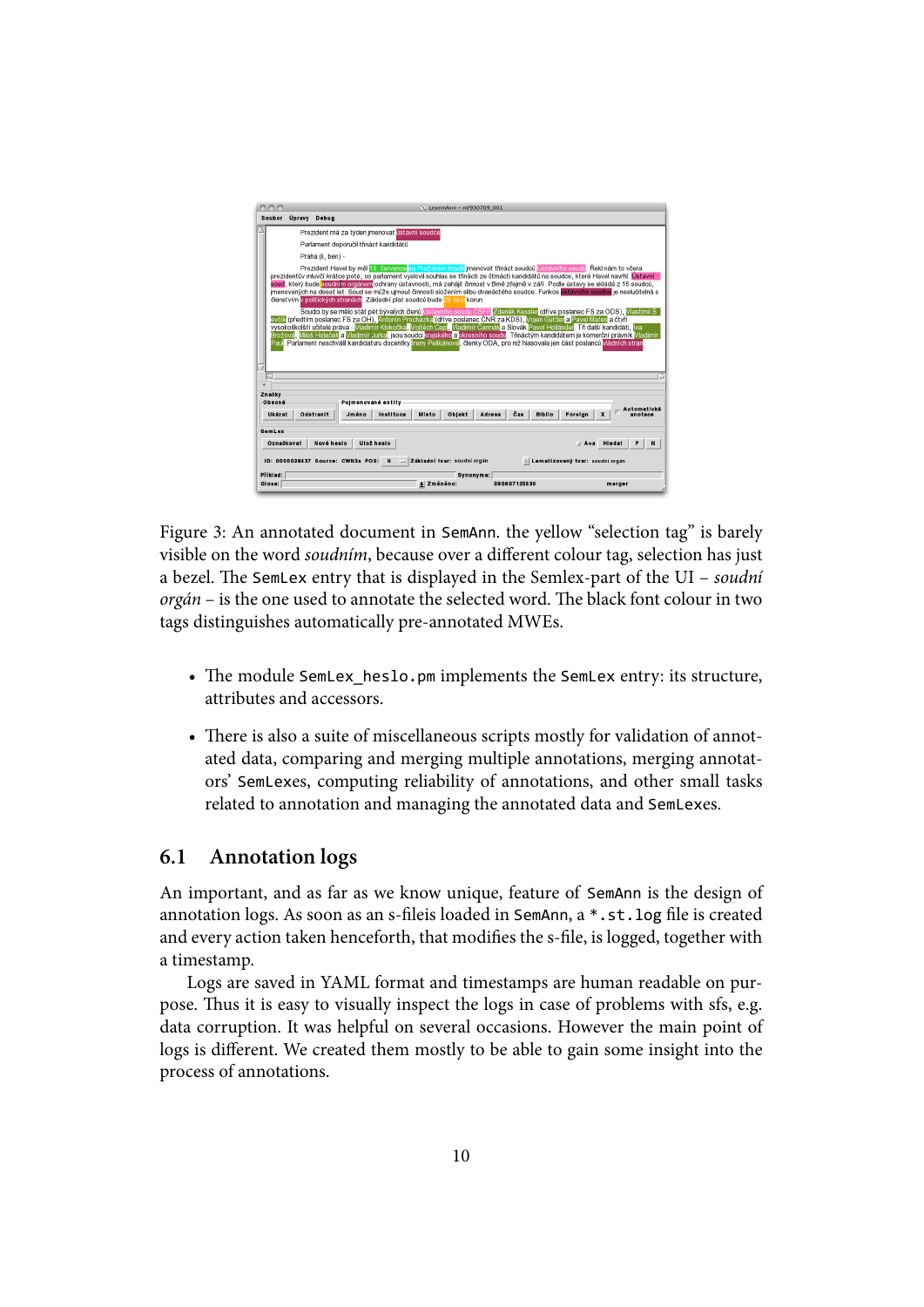Figure 3: An annotated document in `SemAnn`. the yellow "selection tag" is barely visible on the word *soudním*, because over a different colour tag, selection has just a bezel. The `SemLex` entry that is displayed in the Semlex-part of the UI – *soudní orgán* – is the one used to annotate the selected word. The black font colour in two tags distinguishes automatically pre-annotated MWEs.

- The module `SemLex_heslo.pm` implements the `SemLex` entry: its structure, attributes and accessors.
- There is also a suite of miscellaneous scripts mostly for validation of annotated data, comparing and merging multiple annotations, merging annotators' `SemLex`es, computing reliability of annotations, and other small tasks related to annotation and managing the annotated data and `SemLex`es.

## 6.1 Annotation logs

An important, and as far as we know unique, feature of `SemAnn` is the design of annotation logs. As soon as an s-fileis loaded in `SemAnn`, a `*.st.log` file is created and every action taken henceforth, that modifies the s-file, is logged, together with a timestamp.

Logs are saved in YAML format and timestamps are human readable on purpose. Thus it is easy to visually inspect the logs in case of problems with sfs, e.g. data corruption. It was helpful on several occasions. However the main point of logs is different. We created them mostly to be able to gain some insight into the process of annotations.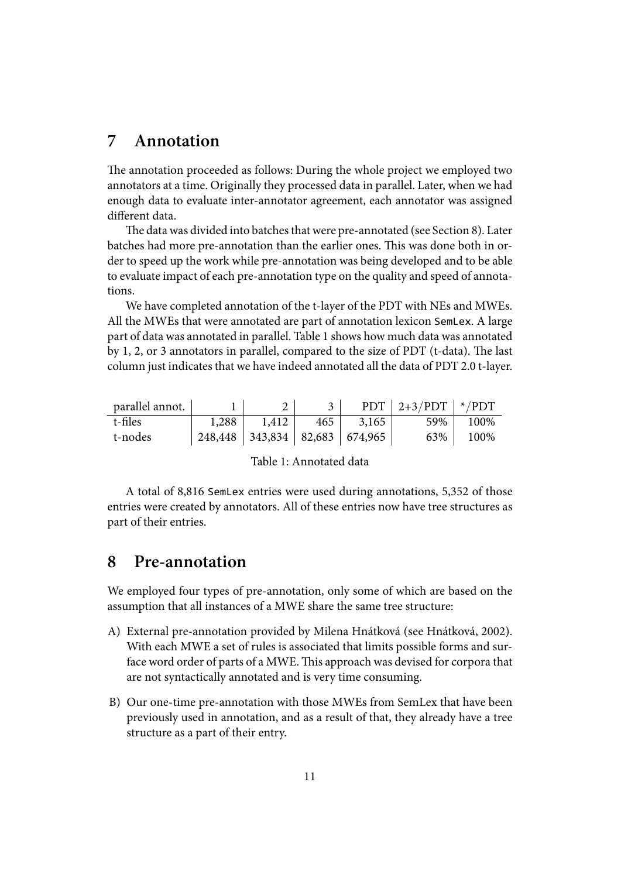## 7 Annotation

The annotation proceeded as follows: During the whole project we employed two annotators at a time. Originally they processed data in parallel. Later, when we had enough data to evaluate inter-annotator agreement, each annotator was assigned different data.

The data was divided into batches that were pre-annotated (see Section 8). Later batches had more pre-annotation than the earlier ones. This was done both in order to speed up the work while pre-annotation was being developed and to be able to evaluate impact of each pre-annotation type on the quality and speed of annotations.

We have completed annotation of the t-layer of the PDT with NEs and MWEs. All the MWEs that were annotated are part of annotation lexicon `SemLex`. A large part of data was annotated in parallel. Table 1 shows how much data was annotated by 1, 2, or 3 annotators in parallel, compared to the size of PDT (t-data). The last column just indicates that we have indeed annotated all the data of PDT 2.0 t-layer.

| parallel annot. | 1 | 2 | 3 | PDT | 2+3/PDT | */PDT |
|---|---|---|---|---|---|---|
| t-files | 1,288 | 1,412 | 465 | 3,165 | 59% | 100% |
| t-nodes | 248,448 | 343,834 | 82,683 | 674,965 | 63% | 100% |

Table 1: Annotated data

A total of 8,816 `SemLex` entries were used during annotations, 5,352 of those entries were created by annotators. All of these entries now have tree structures as part of their entries.

## 8 Pre-annotation

We employed four types of pre-annotation, only some of which are based on the assumption that all instances of a MWE share the same tree structure:

A) External pre-annotation provided by Milena Hnátková (see Hnátková, 2002). With each MWE a set of rules is associated that limits possible forms and surface word order of parts of a MWE. This approach was devised for corpora that are not syntactically annotated and is very time consuming.

B) Our one-time pre-annotation with those MWEs from SemLex that have been previously used in annotation, and as a result of that, they already have a tree structure as a part of their entry.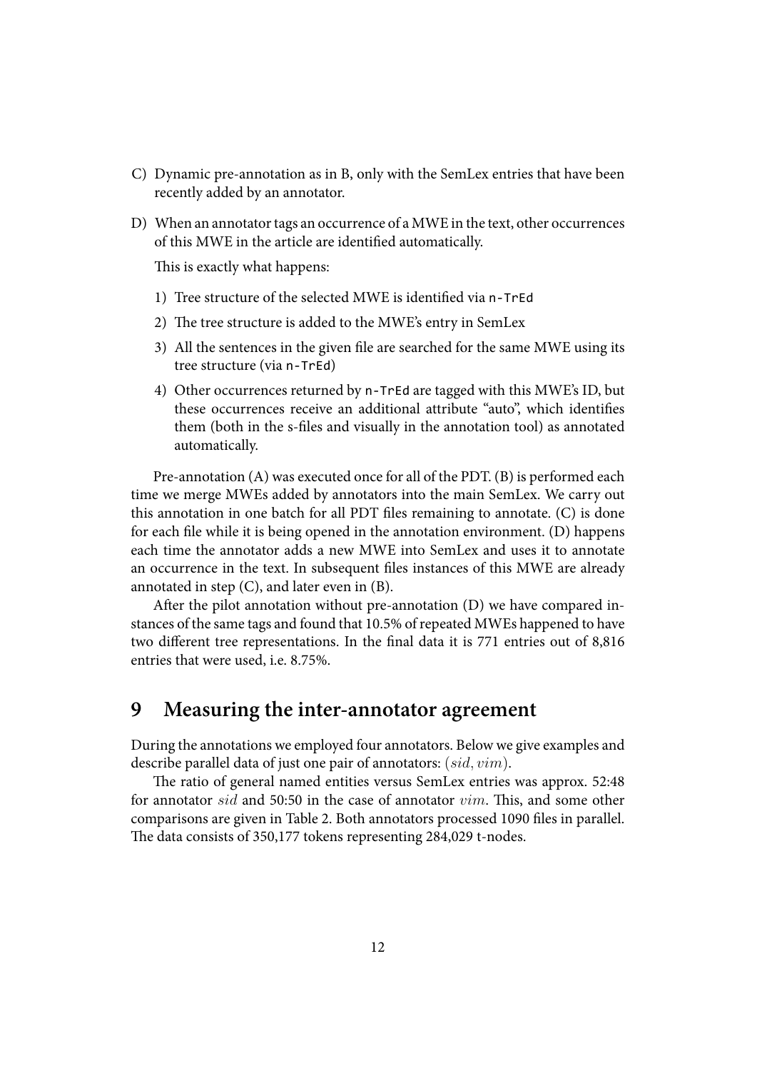C) Dynamic pre-annotation as in B, only with the SemLex entries that have been recently added by an annotator.

D) When an annotator tags an occurrence of a MWE in the text, other occurrences of this MWE in the article are identified automatically.

   This is exactly what happens:

   1) Tree structure of the selected MWE is identified via `n-TrEd`
   2) The tree structure is added to the MWE's entry in SemLex
   3) All the sentences in the given file are searched for the same MWE using its tree structure (via `n-TrEd`)
   4) Other occurrences returned by `n-TrEd` are tagged with this MWE's ID, but these occurrences receive an additional attribute "auto", which identifies them (both in the s-files and visually in the annotation tool) as annotated automatically.

Pre-annotation (A) was executed once for all of the PDT. (B) is performed each time we merge MWEs added by annotators into the main SemLex. We carry out this annotation in one batch for all PDT files remaining to annotate. (C) is done for each file while it is being opened in the annotation environment. (D) happens each time the annotator adds a new MWE into SemLex and uses it to annotate an occurrence in the text. In subsequent files instances of this MWE are already annotated in step (C), and later even in (B).

After the pilot annotation without pre-annotation (D) we have compared instances of the same tags and found that 10.5% of repeated MWEs happened to have two different tree representations. In the final data it is 771 entries out of 8,816 entries that were used, i.e. 8.75%.

# 9 Measuring the inter-annotator agreement

During the annotations we employed four annotators. Below we give examples and describe parallel data of just one pair of annotators: $(sid, vim)$.

The ratio of general named entities versus SemLex entries was approx. 52:48 for annotator $sid$ and 50:50 in the case of annotator $vim$. This, and some other comparisons are given in Table 2. Both annotators processed 1090 files in parallel. The data consists of 350,177 tokens representing 284,029 t-nodes.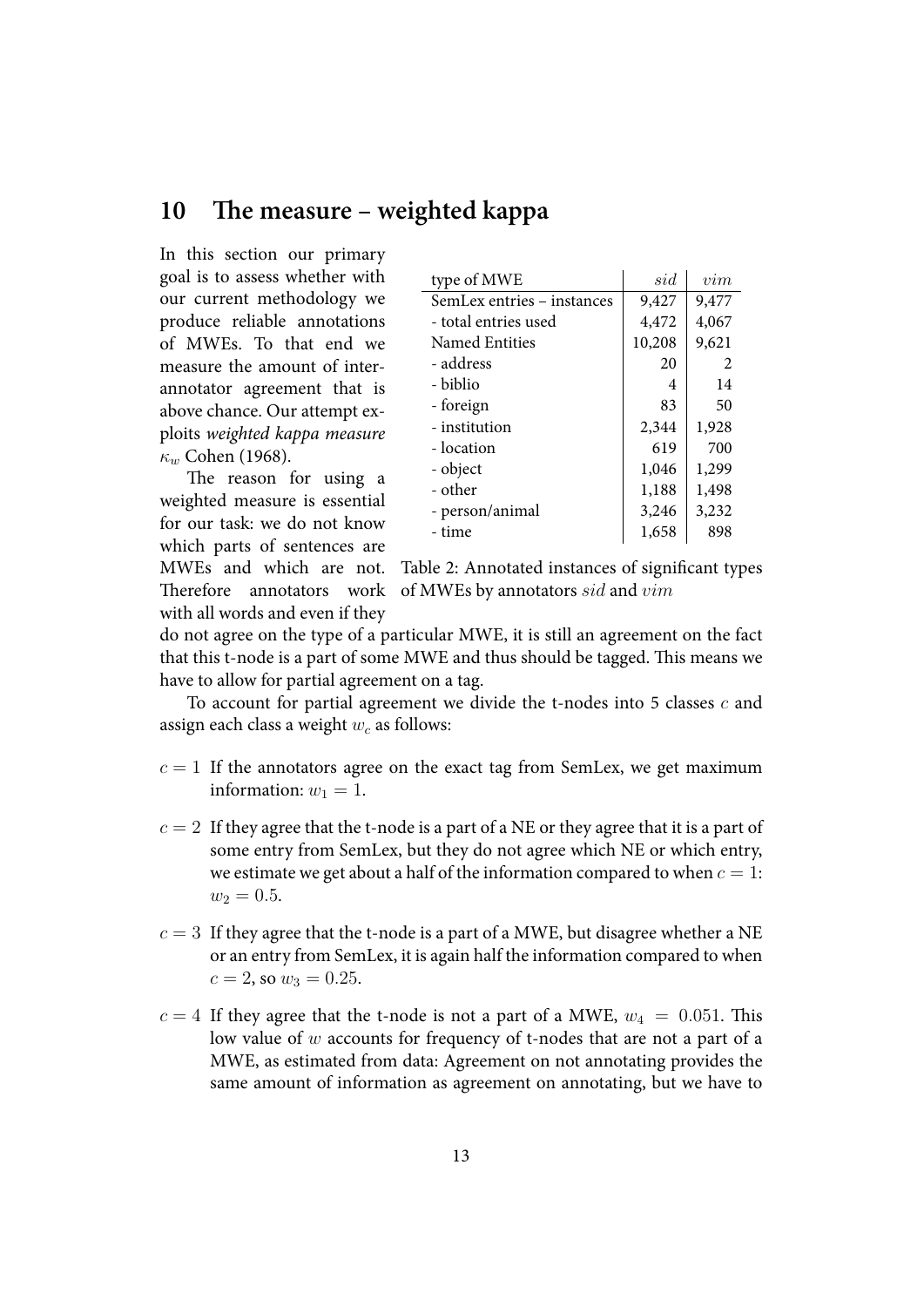## 10 The measure – weighted kappa

In this section our primary goal is to assess whether with our current methodology we produce reliable annotations of MWEs. To that end we measure the amount of inter-annotator agreement that is above chance. Our attempt exploits *weighted kappa measure* $\kappa_w$ Cohen (1968).

| type of MWE | $sid$ | $vim$ |
|---|---|---|
| SemLex entries – instances | 9,427 | 9,477 |
| - total entries used | 4,472 | 4,067 |
| Named Entities | 10,208 | 9,621 |
| - address | 20 | 2 |
| - biblio | 4 | 14 |
| - foreign | 83 | 50 |
| - institution | 2,344 | 1,928 |
| - location | 619 | 700 |
| - object | 1,046 | 1,299 |
| - other | 1,188 | 1,498 |
| - person/animal | 3,246 | 3,232 |
| - time | 1,658 | 898 |

Table 2: Annotated instances of significant types of MWEs by annotators $sid$ and $vim$

The reason for using a weighted measure is essential for our task: we do not know which parts of sentences are MWEs and which are not. Therefore annotators work with all words and even if they do not agree on the type of a particular MWE, it is still an agreement on the fact that this t-node is a part of some MWE and thus should be tagged. This means we have to allow for partial agreement on a tag.

To account for partial agreement we divide the t-nodes into 5 classes $c$ and assign each class a weight $w_c$ as follows:

- $c = 1$ If the annotators agree on the exact tag from SemLex, we get maximum information: $w_1 = 1$.
- $c = 2$ If they agree that the t-node is a part of a NE or they agree that it is a part of some entry from SemLex, but they do not agree which NE or which entry, we estimate we get about a half of the information compared to when $c = 1$: $w_2 = 0.5$.
- $c = 3$ If they agree that the t-node is a part of a MWE, but disagree whether a NE or an entry from SemLex, it is again half the information compared to when $c = 2$, so $w_3 = 0.25$.
- $c = 4$ If they agree that the t-node is not a part of a MWE, $w_4 = 0.051$. This low value of $w$ accounts for frequency of t-nodes that are not a part of a MWE, as estimated from data: Agreement on not annotating provides the same amount of information as agreement on annotating, but we have to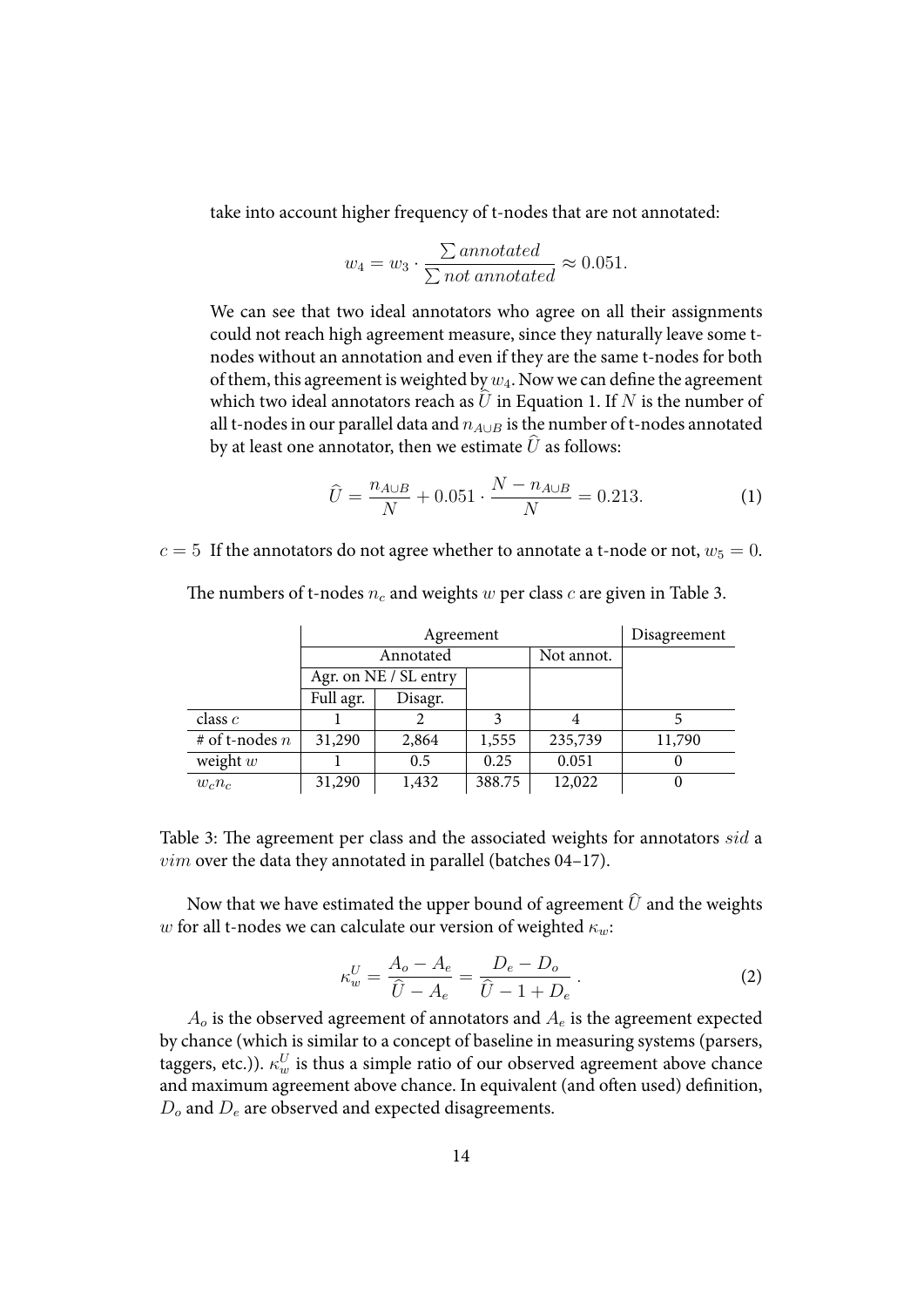take into account higher frequency of t-nodes that are not annotated:

$$w_4 = w_3 \cdot \frac{\sum annotated}{\sum not\ annotated} \approx 0.051.$$

We can see that two ideal annotators who agree on all their assignments could not reach high agreement measure, since they naturally leave some t-nodes without an annotation and even if they are the same t-nodes for both of them, this agreement is weighted by $w_4$. Now we can define the agreement which two ideal annotators reach as $\widehat{U}$ in Equation 1. If $N$ is the number of all t-nodes in our parallel data and $n_{A \cup B}$ is the number of t-nodes annotated by at least one annotator, then we estimate $\widehat{U}$ as follows:

$$\widehat{U} = \frac{n_{A \cup B}}{N} + 0.051 \cdot \frac{N - n_{A \cup B}}{N} = 0.213. \tag{1}$$

$c = 5$ If the annotators do not agree whether to annotate a t-node or not, $w_5 = 0$.

The numbers of t-nodes $n_c$ and weights $w$ per class $c$ are given in Table 3.

| | Agreement | | | | Disagreement |
|---|---|---|---|---|---|
| | Annotated | | | Not annot. | |
| | Agr. on NE / SL entry | | | | |
| | Full agr. | Disagr. | | | |
| class $c$ | 1 | 2 | 3 | 4 | 5 |
| # of t-nodes $n$ | 31,290 | 2,864 | 1,555 | 235,739 | 11,790 |
| weight $w$ | 1 | 0.5 | 0.25 | 0.051 | 0 |
| $w_c n_c$ | 31,290 | 1,432 | 388.75 | 12,022 | 0 |

Table 3: The agreement per class and the associated weights for annotators $sid$ a $vim$ over the data they annotated in parallel (batches 04–17).

Now that we have estimated the upper bound of agreement $\widehat{U}$ and the weights $w$ for all t-nodes we can calculate our version of weighted $\kappa_w$:

$$\kappa_w^U = \frac{A_o - A_e}{\widehat{U} - A_e} = \frac{D_e - D_o}{\widehat{U} - 1 + D_e}\ . \tag{2}$$

$A_o$ is the observed agreement of annotators and $A_e$ is the agreement expected by chance (which is similar to a concept of baseline in measuring systems (parsers, taggers, etc.)). $\kappa_w^U$ is thus a simple ratio of our observed agreement above chance and maximum agreement above chance. In equivalent (and often used) definition, $D_o$ and $D_e$ are observed and expected disagreements.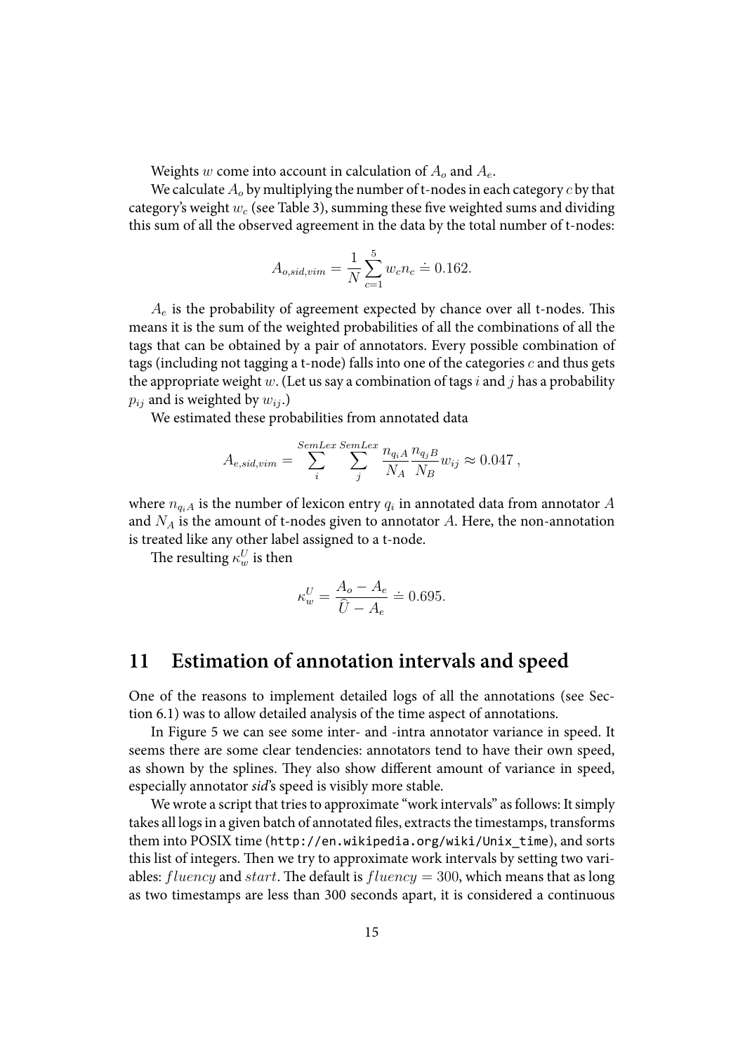Weights $w$ come into account in calculation of $A_o$ and $A_e$.

We calculate $A_o$ by multiplying the number of t-nodes in each category $c$ by that category's weight $w_c$ (see Table 3), summing these five weighted sums and dividing this sum of all the observed agreement in the data by the total number of t-nodes:

$$A_{o,sid,vim} = \frac{1}{N} \sum_{c=1}^{5} w_c n_c \doteq 0.162.$$

$A_e$ is the probability of agreement expected by chance over all t-nodes. This means it is the sum of the weighted probabilities of all the combinations of all the tags that can be obtained by a pair of annotators. Every possible combination of tags (including not tagging a t-node) falls into one of the categories $c$ and thus gets the appropriate weight $w$. (Let us say a combination of tags $i$ and $j$ has a probability $p_{ij}$ and is weighted by $w_{ij}$.)

We estimated these probabilities from annotated data

$$A_{e,sid,vim} = \sum_{i}^{SemLex} \sum_{j}^{SemLex} \frac{n_{q_i A}}{N_A} \frac{n_{q_j B}}{N_B} w_{ij} \approx 0.047\,,$$

where $n_{q_i A}$ is the number of lexicon entry $q_i$ in annotated data from annotator $A$ and $N_A$ is the amount of t-nodes given to annotator $A$. Here, the non-annotation is treated like any other label assigned to a t-node.

The resulting $\kappa_w^U$ is then

$$\kappa_w^U = \frac{A_o - A_e}{\widehat{U} - A_e} \doteq 0.695.$$

## 11 Estimation of annotation intervals and speed

One of the reasons to implement detailed logs of all the annotations (see Section 6.1) was to allow detailed analysis of the time aspect of annotations.

In Figure 5 we can see some inter- and -intra annotator variance in speed. It seems there are some clear tendencies: annotators tend to have their own speed, as shown by the splines. They also show different amount of variance in speed, especially annotator *sid*'s speed is visibly more stable.

We wrote a script that tries to approximate "work intervals" as follows: It simply takes all logs in a given batch of annotated files, extracts the timestamps, transforms them into POSIX time (`http://en.wikipedia.org/wiki/Unix_time`), and sorts this list of integers. Then we try to approximate work intervals by setting two variables: $fluency$ and $start$. The default is $fluency = 300$, which means that as long as two timestamps are less than 300 seconds apart, it is considered a continuous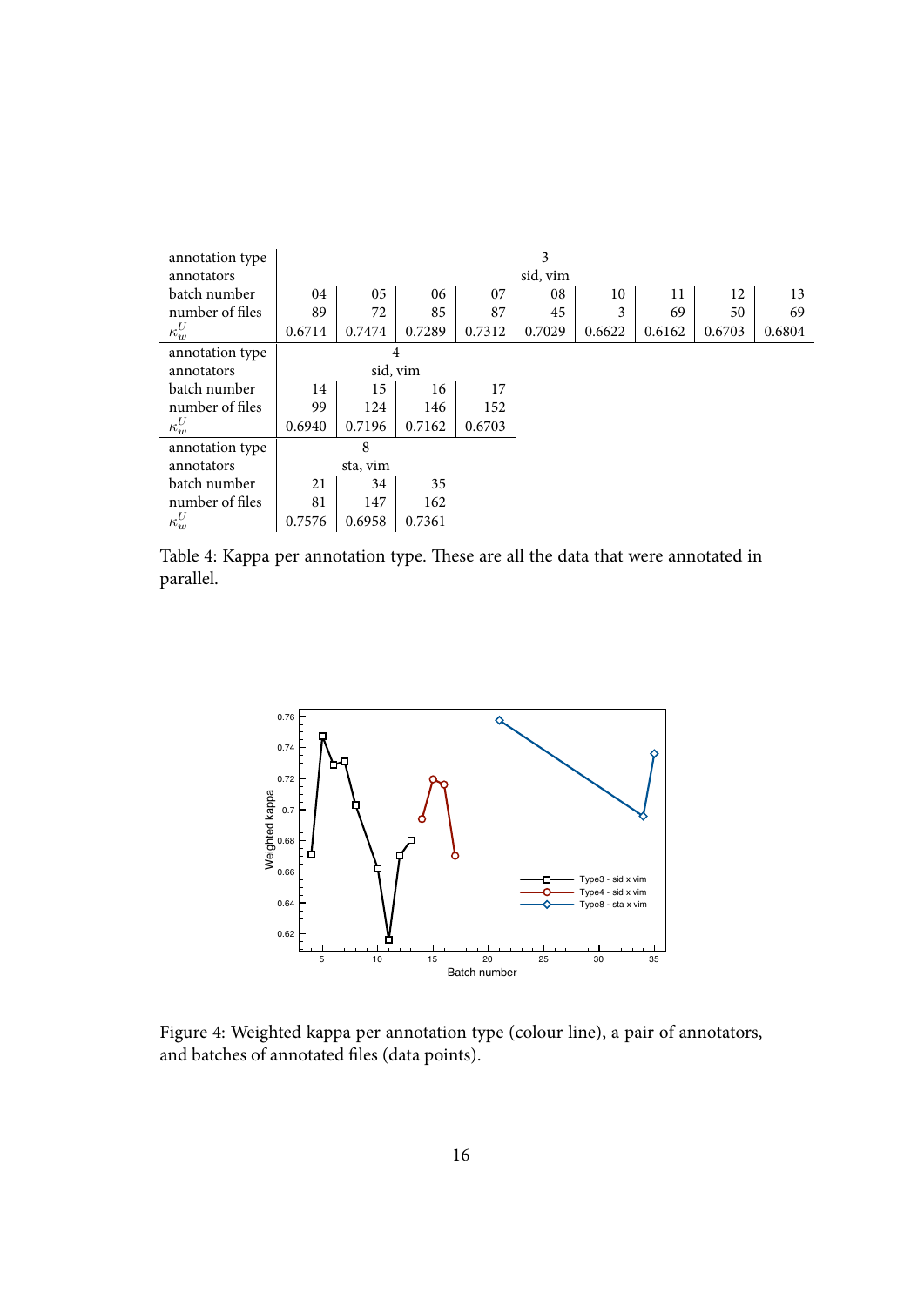| annotation type | 3 | | | | | | | | |
|---|---|---|---|---|---|---|---|---|---|
| annotators | sid, vim | | | | | | | | |
| batch number | 04 | 05 | 06 | 07 | 08 | 10 | 11 | 12 | 13 |
| number of files | 89 | 72 | 85 | 87 | 45 | 3 | 69 | 50 | 69 |
| $\kappa_w^U$ | 0.6714 | 0.7474 | 0.7289 | 0.7312 | 0.7029 | 0.6622 | 0.6162 | 0.6703 | 0.6804 |
| annotation type | 4 | | | | | | | | |
| annotators | sid, vim | | | | | | | | |
| batch number | 14 | 15 | 16 | 17 | | | | | |
| number of files | 99 | 124 | 146 | 152 | | | | | |
| $\kappa_w^U$ | 0.6940 | 0.7196 | 0.7162 | 0.6703 | | | | | |
| annotation type | 8 | | | | | | | | |
| annotators | sta, vim | | | | | | | | |
| batch number | 21 | 34 | 35 | | | | | | |
| number of files | 81 | 147 | 162 | | | | | | |
| $\kappa_w^U$ | 0.7576 | 0.6958 | 0.7361 | | | | | | |

Table 4: Kappa per annotation type. These are all the data that were annotated in parallel.

Figure 4: Weighted kappa per annotation type (colour line), a pair of annotators, and batches of annotated files (data points).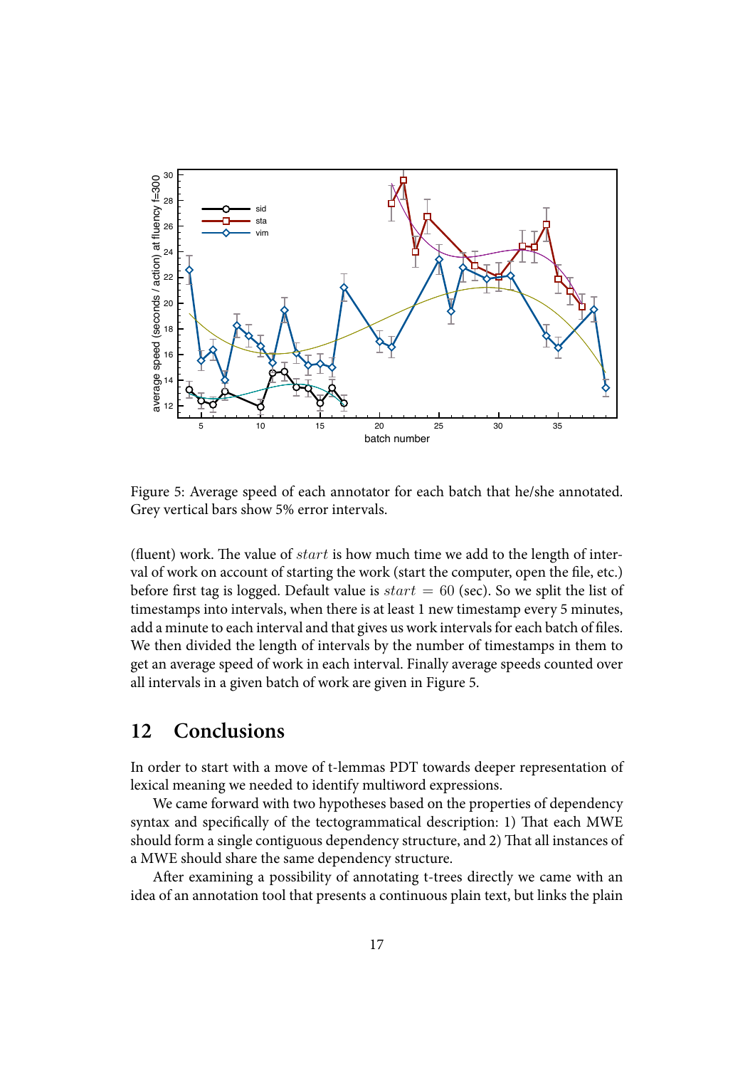Figure 5: Average speed of each annotator for each batch that he/she annotated. Grey vertical bars show 5% error intervals.

(fluent) work. The value of $start$ is how much time we add to the length of interval of work on account of starting the work (start the computer, open the file, etc.) before first tag is logged. Default value is $start = 60$ (sec). So we split the list of timestamps into intervals, when there is at least 1 new timestamp every 5 minutes, add a minute to each interval and that gives us work intervals for each batch of files. We then divided the length of intervals by the number of timestamps in them to get an average speed of work in each interval. Finally average speeds counted over all intervals in a given batch of work are given in Figure 5.

## 12 Conclusions

In order to start with a move of t-lemmas PDT towards deeper representation of lexical meaning we needed to identify multiword expressions.

We came forward with two hypotheses based on the properties of dependency syntax and specifically of the tectogrammatical description: 1) That each MWE should form a single contiguous dependency structure, and 2) That all instances of a MWE should share the same dependency structure.

After examining a possibility of annotating t-trees directly we came with an idea of an annotation tool that presents a continuous plain text, but links the plain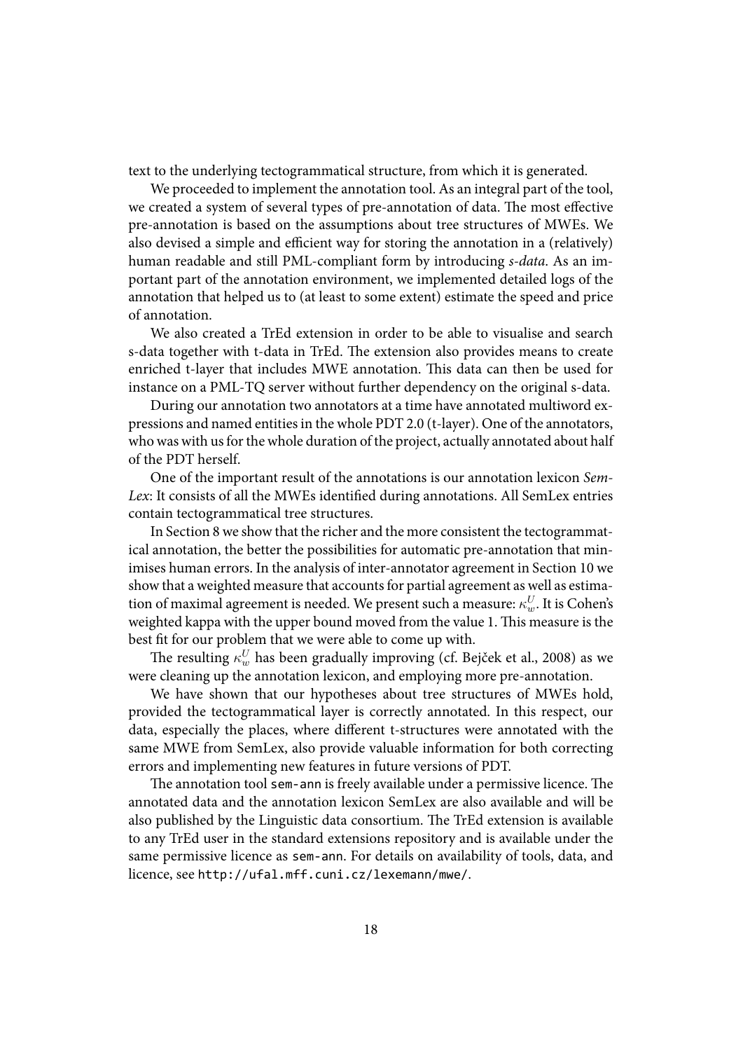text to the underlying tectogrammatical structure, from which it is generated.

We proceeded to implement the annotation tool. As an integral part of the tool, we created a system of several types of pre-annotation of data. The most effective pre-annotation is based on the assumptions about tree structures of MWEs. We also devised a simple and efficient way for storing the annotation in a (relatively) human readable and still PML-compliant form by introducing *s-data*. As an important part of the annotation environment, we implemented detailed logs of the annotation that helped us to (at least to some extent) estimate the speed and price of annotation.

We also created a TrEd extension in order to be able to visualise and search s-data together with t-data in TrEd. The extension also provides means to create enriched t-layer that includes MWE annotation. This data can then be used for instance on a PML-TQ server without further dependency on the original s-data.

During our annotation two annotators at a time have annotated multiword expressions and named entities in the whole PDT 2.0 (t-layer). One of the annotators, who was with us for the whole duration of the project, actually annotated about half of the PDT herself.

One of the important result of the annotations is our annotation lexicon *SemLex*: It consists of all the MWEs identified during annotations. All SemLex entries contain tectogrammatical tree structures.

In Section 8 we show that the richer and the more consistent the tectogrammatical annotation, the better the possibilities for automatic pre-annotation that minimises human errors. In the analysis of inter-annotator agreement in Section 10 we show that a weighted measure that accounts for partial agreement as well as estimation of maximal agreement is needed. We present such a measure: $\kappa_w^U$. It is Cohen's weighted kappa with the upper bound moved from the value 1. This measure is the best fit for our problem that we were able to come up with.

The resulting $\kappa_w^U$ has been gradually improving (cf. Bejček et al., 2008) as we were cleaning up the annotation lexicon, and employing more pre-annotation.

We have shown that our hypotheses about tree structures of MWEs hold, provided the tectogrammatical layer is correctly annotated. In this respect, our data, especially the places, where different t-structures were annotated with the same MWE from SemLex, also provide valuable information for both correcting errors and implementing new features in future versions of PDT.

The annotation tool `sem-ann` is freely available under a permissive licence. The annotated data and the annotation lexicon SemLex are also available and will be also published by the Linguistic data consortium. The TrEd extension is available to any TrEd user in the standard extensions repository and is available under the same permissive licence as `sem-ann`. For details on availability of tools, data, and licence, see `http://ufal.mff.cuni.cz/lexemann/mwe/`.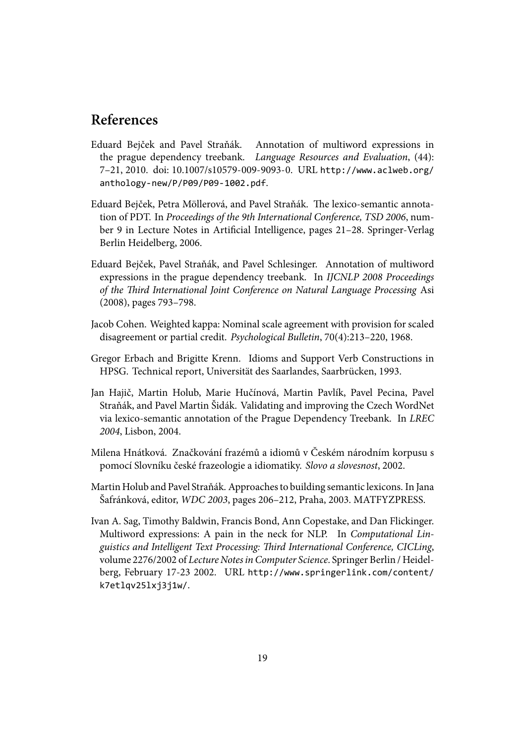## References

Eduard Bejček and Pavel Straňák. Annotation of multiword expressions in the prague dependency treebank. *Language Resources and Evaluation*, (44): 7–21, 2010. doi: 10.1007/s10579-009-9093-0. URL http://www.aclweb.org/anthology-new/P/P09/P09-1002.pdf.

Eduard Bejček, Petra Möllerová, and Pavel Straňák. The lexico-semantic annotation of PDT. In *Proceedings of the 9th International Conference, TSD 2006*, number 9 in Lecture Notes in Artificial Intelligence, pages 21–28. Springer-Verlag Berlin Heidelberg, 2006.

Eduard Bejček, Pavel Straňák, and Pavel Schlesinger. Annotation of multiword expressions in the prague dependency treebank. In *IJCNLP 2008 Proceedings of the Third International Joint Conference on Natural Language Processing* Asi (2008), pages 793–798.

Jacob Cohen. Weighted kappa: Nominal scale agreement with provision for scaled disagreement or partial credit. *Psychological Bulletin*, 70(4):213–220, 1968.

Gregor Erbach and Brigitte Krenn. Idioms and Support Verb Constructions in HPSG. Technical report, Universität des Saarlandes, Saarbrücken, 1993.

Jan Hajič, Martin Holub, Marie Hučínová, Martin Pavlík, Pavel Pecina, Pavel Straňák, and Pavel Martin Šidák. Validating and improving the Czech WordNet via lexico-semantic annotation of the Prague Dependency Treebank. In *LREC 2004*, Lisbon, 2004.

Milena Hnátková. Značkování frazémů a idiomů v Českém národním korpusu s pomocí Slovníku české frazeologie a idiomatiky. *Slovo a slovesnost*, 2002.

Martin Holub and Pavel Straňák. Approaches to building semantic lexicons. In Jana Šafránková, editor, *WDC 2003*, pages 206–212, Praha, 2003. MATFYZPRESS.

Ivan A. Sag, Timothy Baldwin, Francis Bond, Ann Copestake, and Dan Flickinger. Multiword expressions: A pain in the neck for NLP. In *Computational Linguistics and Intelligent Text Processing: Third International Conference, CICLing*, volume 2276/2002 of *Lecture Notes in Computer Science*. Springer Berlin / Heidelberg, February 17-23 2002. URL http://www.springerlink.com/content/k7etlqv25lxj3j1w/.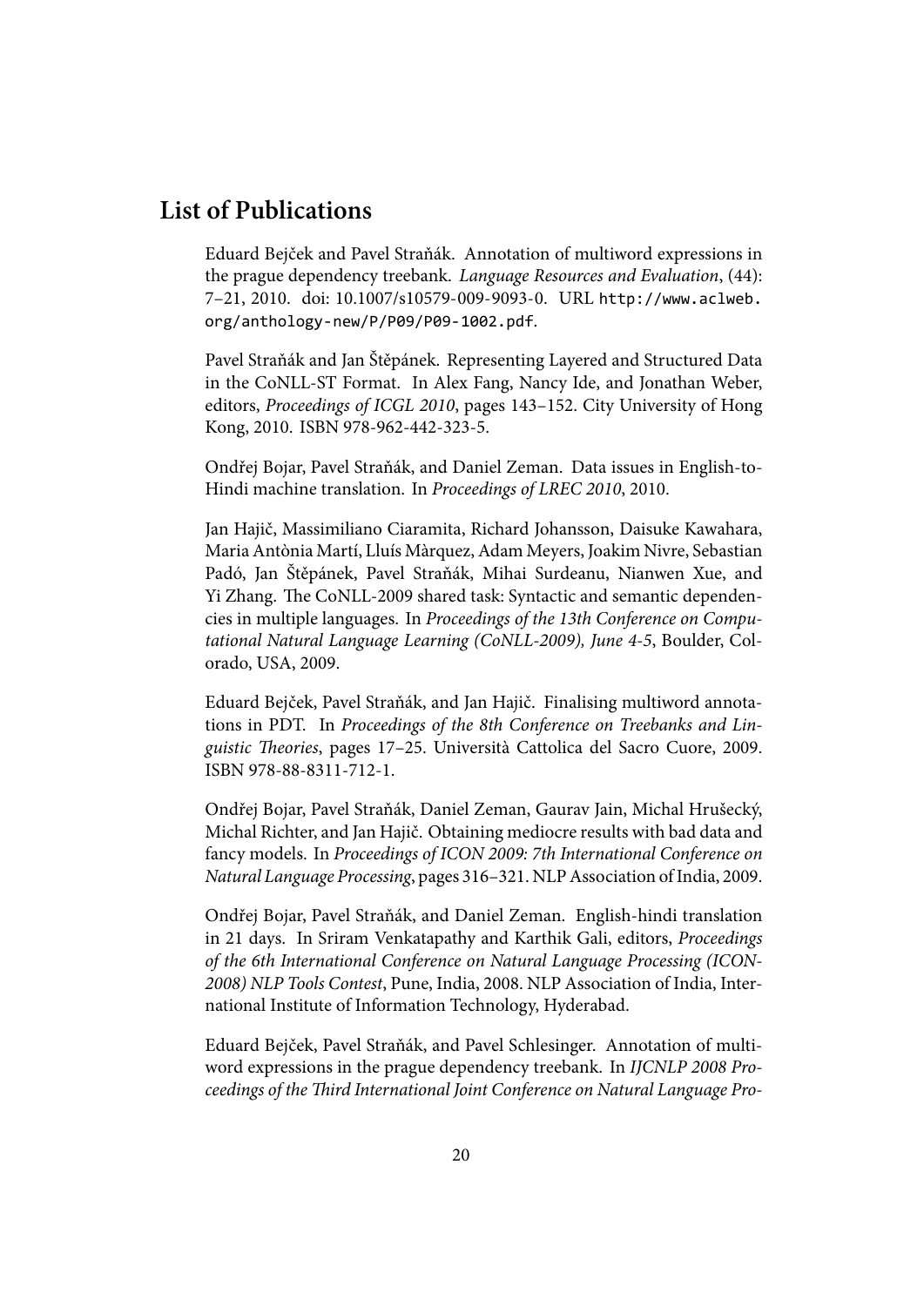## List of Publications

Eduard Bejček and Pavel Straňák. Annotation of multiword expressions in the prague dependency treebank. *Language Resources and Evaluation*, (44): 7–21, 2010. doi: 10.1007/s10579-009-9093-0. URL `http://www.aclweb.org/anthology-new/P/P09/P09-1002.pdf`.

Pavel Straňák and Jan Štěpánek. Representing Layered and Structured Data in the CoNLL-ST Format. In Alex Fang, Nancy Ide, and Jonathan Weber, editors, *Proceedings of ICGL 2010*, pages 143–152. City University of Hong Kong, 2010. ISBN 978-962-442-323-5.

Ondřej Bojar, Pavel Straňák, and Daniel Zeman. Data issues in English-to-Hindi machine translation. In *Proceedings of LREC 2010*, 2010.

Jan Hajič, Massimiliano Ciaramita, Richard Johansson, Daisuke Kawahara, Maria Antònia Martí, Lluís Màrquez, Adam Meyers, Joakim Nivre, Sebastian Padó, Jan Štěpánek, Pavel Straňák, Mihai Surdeanu, Nianwen Xue, and Yi Zhang. The CoNLL-2009 shared task: Syntactic and semantic dependencies in multiple languages. In *Proceedings of the 13th Conference on Computational Natural Language Learning (CoNLL-2009), June 4-5*, Boulder, Colorado, USA, 2009.

Eduard Bejček, Pavel Straňák, and Jan Hajič. Finalising multiword annotations in PDT. In *Proceedings of the 8th Conference on Treebanks and Linguistic Theories*, pages 17–25. Università Cattolica del Sacro Cuore, 2009. ISBN 978-88-8311-712-1.

Ondřej Bojar, Pavel Straňák, Daniel Zeman, Gaurav Jain, Michal Hrušecký, Michal Richter, and Jan Hajič. Obtaining mediocre results with bad data and fancy models. In *Proceedings of ICON 2009: 7th International Conference on Natural Language Processing*, pages 316–321. NLP Association of India, 2009.

Ondřej Bojar, Pavel Straňák, and Daniel Zeman. English-hindi translation in 21 days. In Sriram Venkatapathy and Karthik Gali, editors, *Proceedings of the 6th International Conference on Natural Language Processing (ICON-2008) NLP Tools Contest*, Pune, India, 2008. NLP Association of India, International Institute of Information Technology, Hyderabad.

Eduard Bejček, Pavel Straňák, and Pavel Schlesinger. Annotation of multiword expressions in the prague dependency treebank. In *IJCNLP 2008 Proceedings of the Third International Joint Conference on Natural Language Pro-*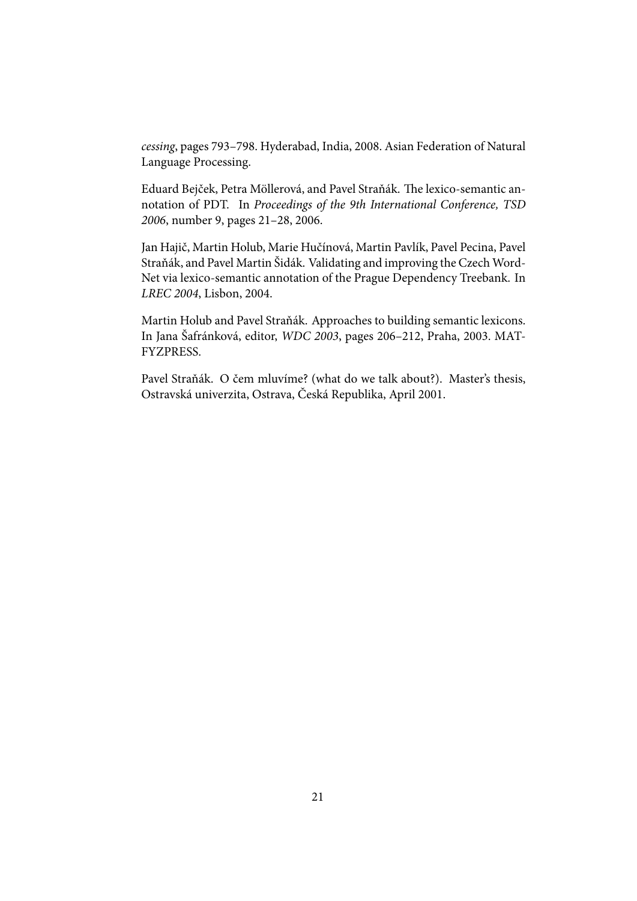*cessing*, pages 793–798. Hyderabad, India, 2008. Asian Federation of Natural Language Processing.

Eduard Bejček, Petra Möllerová, and Pavel Straňák. The lexico-semantic annotation of PDT. In *Proceedings of the 9th International Conference, TSD 2006*, number 9, pages 21–28, 2006.

Jan Hajič, Martin Holub, Marie Hučínová, Martin Pavlík, Pavel Pecina, Pavel Straňák, and Pavel Martin Šidák. Validating and improving the Czech WordNet via lexico-semantic annotation of the Prague Dependency Treebank. In *LREC 2004*, Lisbon, 2004.

Martin Holub and Pavel Straňák. Approaches to building semantic lexicons. In Jana Šafránková, editor, *WDC 2003*, pages 206–212, Praha, 2003. MATFYZPRESS.

Pavel Straňák. O čem mluvíme? (what do we talk about?). Master's thesis, Ostravská univerzita, Ostrava, Česká Republika, April 2001.